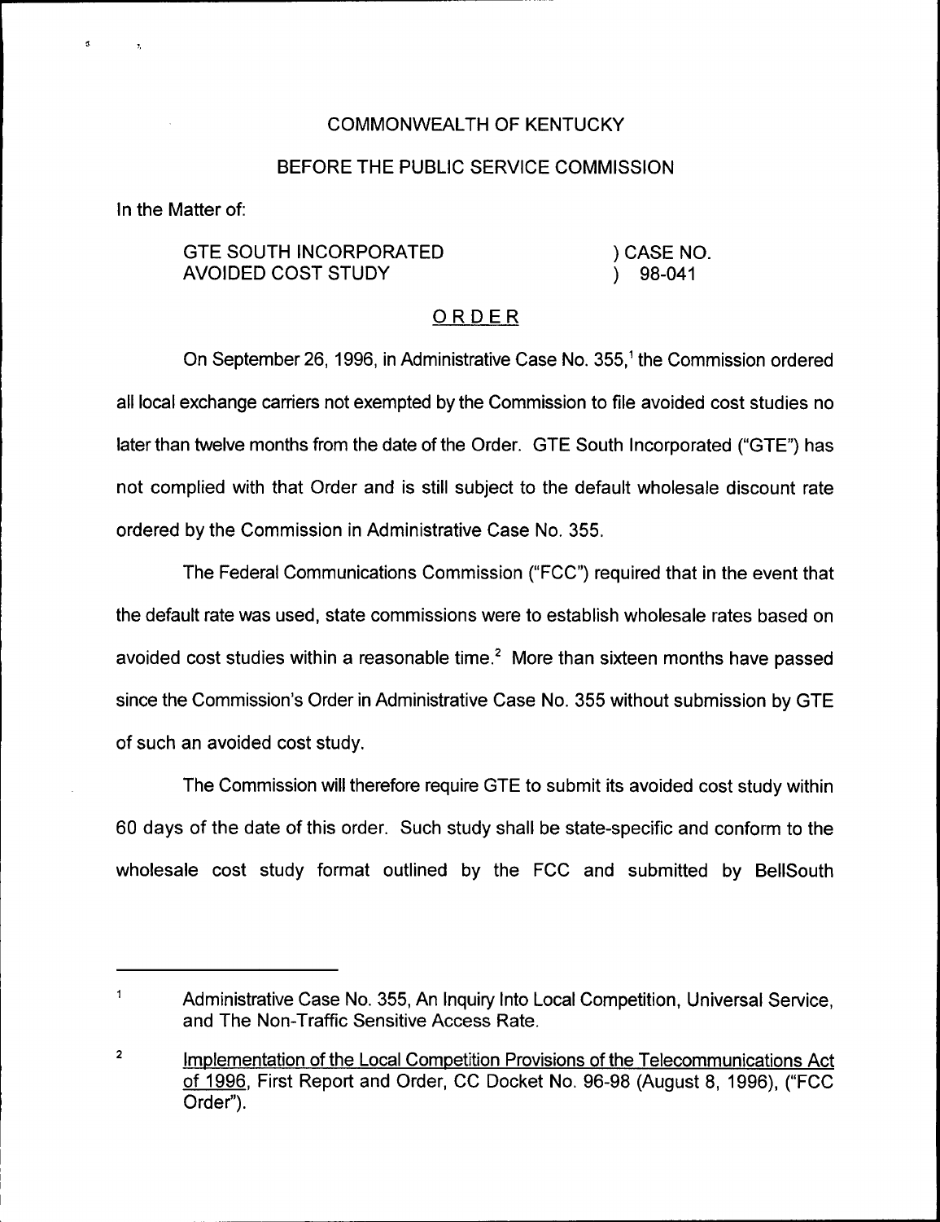COMMONWEALTH OF KENTUCKY

BEFORE THE PUBLIC SERVICE COMMISSION

In the Matter of:

GTE SOUTH INCORPORATED AVOIDED COST STUDY ) CASE NO. ) 98-041

ORDER

On September 26, 1996, in Administrative Case No. 355,[1] the Commission ordered all local exchange carriers not exempted by the Commission to file avoided cost studies no later than twelve months from the date of the Order. GTE South Incorporated ("GTE") has not complied with that Order and is still subject to the default wholesale discount rate ordered by the Commission in Administrative Case No. 355.

The Federal Communications Commission ("FCC") required that in the event that the default rate was used, state commissions were to establish wholesale rates based on avoided cost studies within a reasonable time.[2] More than sixteen months have passed since the Commission's Order in Administrative Case No. 355 without submission by GTE of such an avoided cost study.

The Commission will therefore require GTE to submit its avoided cost study within 60 days of the date of this order. Such study shall be state-specific and conform to the wholesale cost study format outlined by the FCC and submitted by BellSouth

---

[1] Administrative Case No. 355, An Inquiry Into Local Competition, Universal Service, and The Non-Traffic Sensitive Access Rate.

[2] Implementation of the Local Competition Provisions of the Telecommunications Act of 1996, First Report and Order, CC Docket No. 96-98 (August 8, 1996), ("FCC Order").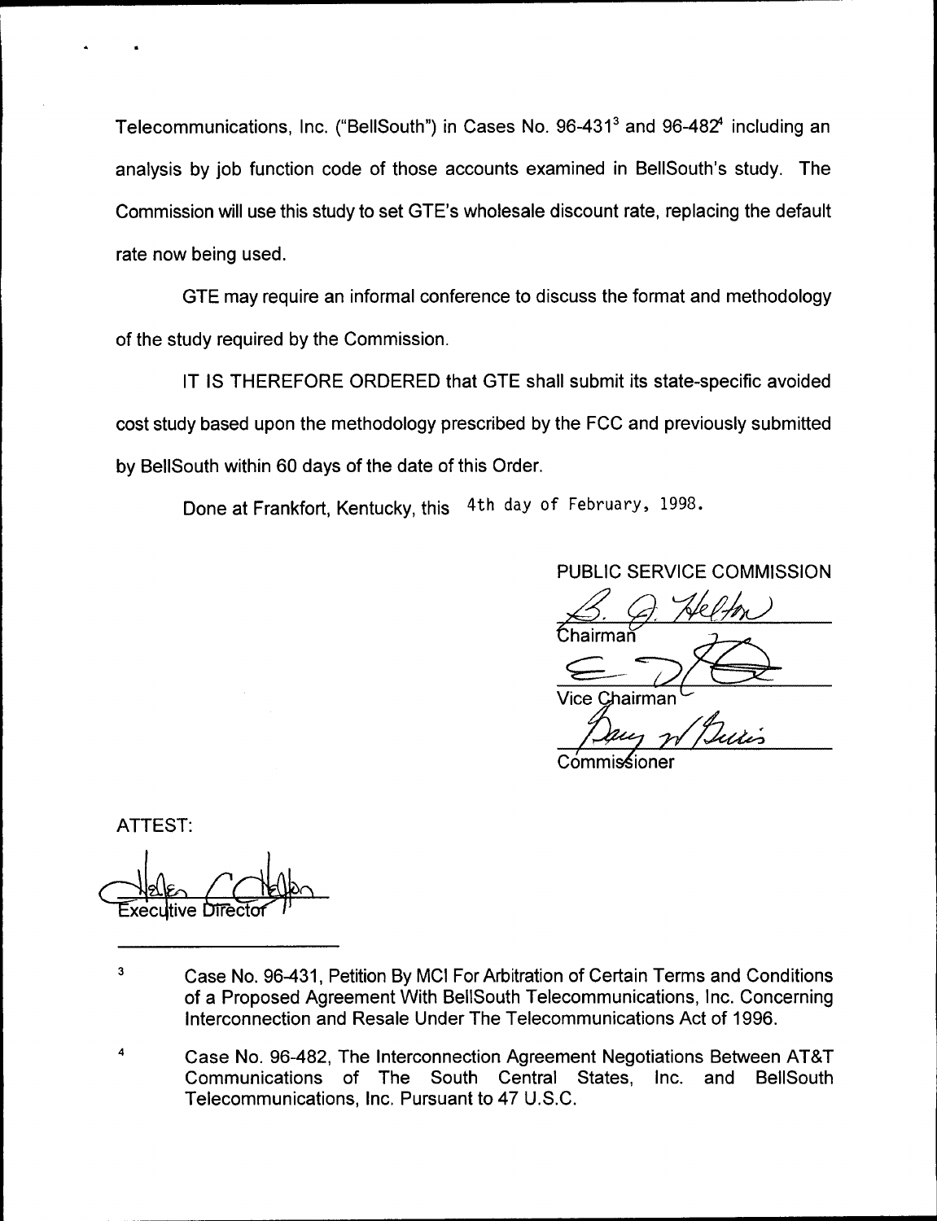Telecommunications, Inc. ("BellSouth") in Cases No. 96-431[3] and 96-482[4] including an analysis by job function code of those accounts examined in BellSouth's study. The Commission will use this study to set GTE's wholesale discount rate, replacing the default rate now being used.

GTE may require an informal conference to discuss the format and methodology of the study required by the Commission.

IT IS THEREFORE ORDERED that GTE shall submit its state-specific avoided cost study based upon the methodology prescribed by the FCC and previously submitted by BellSouth within 60 days of the date of this Order.

Done at Frankfort, Kentucky, this 4th day of February, 1998.

PUBLIC SERVICE COMMISSION

Chairman

Vice Chairman

Commissioner

ATTEST:

Executive Director

---

[3] Case No. 96-431, Petition By MCI For Arbitration of Certain Terms and Conditions of a Proposed Agreement With BellSouth Telecommunications, Inc. Concerning Interconnection and Resale Under The Telecommunications Act of 1996.

[4] Case No. 96-482, The Interconnection Agreement Negotiations Between AT&T Communications of The South Central States, Inc. and BellSouth Telecommunications, Inc. Pursuant to 47 U.S.C.